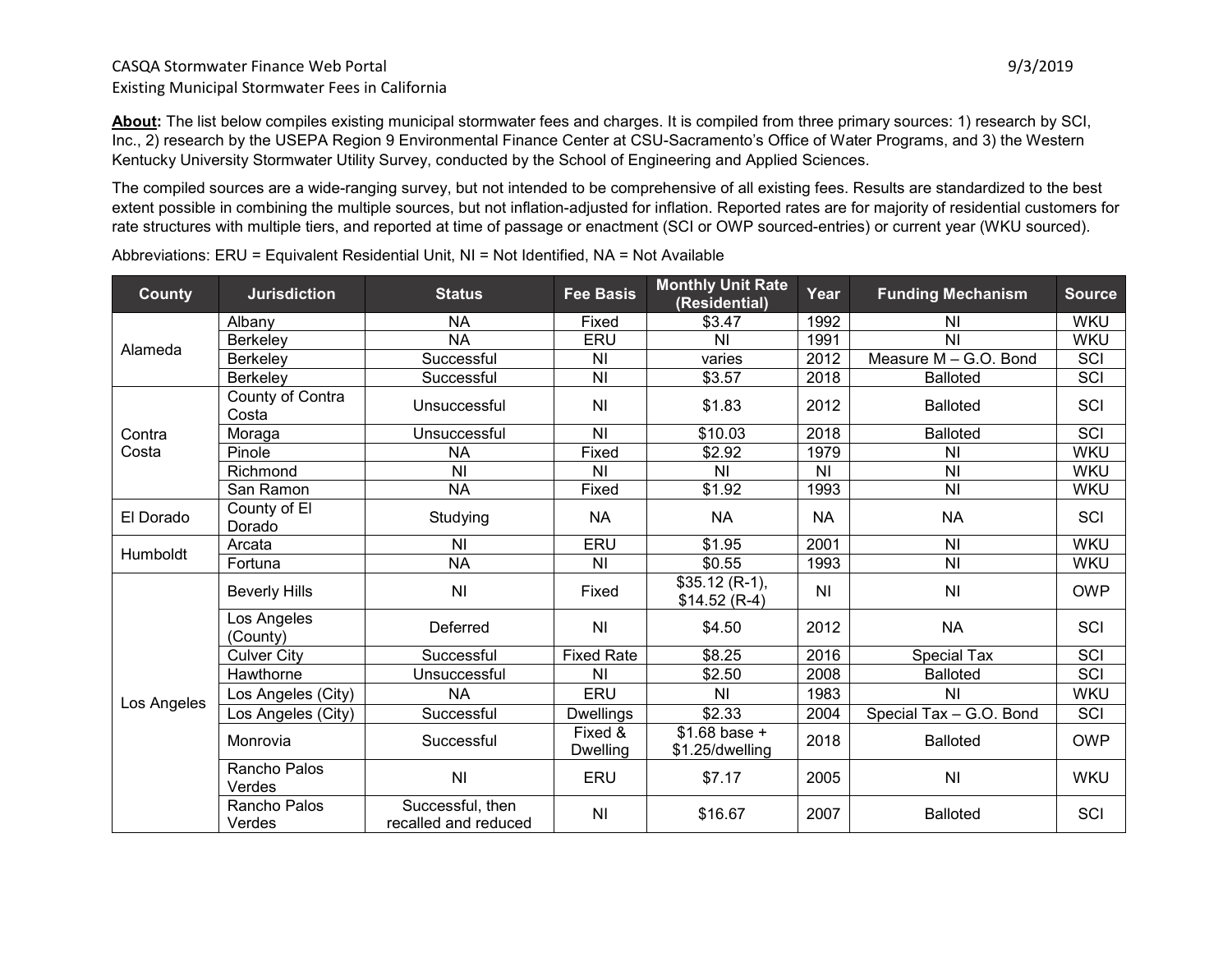CASQA Stormwater Finance Web Portal

Existing Municipal Stormwater Fees in California

9/3/2019

**About:** The list below compiles existing municipal stormwater fees and charges. It is compiled from three primary sources: 1) research by SCI, Inc., 2) research by the USEPA Region 9 Environmental Finance Center at CSU-Sacramento's Office of Water Programs, and 3) the Western Kentucky University Stormwater Utility Survey, conducted by the School of Engineering and Applied Sciences.

The compiled sources are a wide-ranging survey, but not intended to be comprehensive of all existing fees. Results are standardized to the best extent possible in combining the multiple sources, but not inflation-adjusted for inflation. Reported rates are for majority of residential customers for rate structures with multiple tiers, and reported at time of passage or enactment (SCI or OWP sourced-entries) or current year (WKU sourced).

Abbreviations: ERU = Equivalent Residential Unit, NI = Not Identified, NA = Not Available

| County | Jurisdiction | Status | Fee Basis | Monthly Unit Rate (Residential) | Year | Funding Mechanism | Source |
|---|---|---|---|---|---|---|---|
| Alameda | Albany | NA | Fixed | $3.47 | 1992 | NI | WKU |
| | Berkeley | NA | ERU | NI | 1991 | NI | WKU |
| | Berkeley | Successful | NI | varies | 2012 | Measure M – G.O. Bond | SCI |
| | Berkeley | Successful | NI | $3.57 | 2018 | Balloted | SCI |
| Contra Costa | County of Contra Costa | Unsuccessful | NI | $1.83 | 2012 | Balloted | SCI |
| | Moraga | Unsuccessful | NI | $10.03 | 2018 | Balloted | SCI |
| | Pinole | NA | Fixed | $2.92 | 1979 | NI | WKU |
| | Richmond | NI | NI | NI | NI | NI | WKU |
| | San Ramon | NA | Fixed | $1.92 | 1993 | NI | WKU |
| El Dorado | County of El Dorado | Studying | NA | NA | NA | NA | SCI |
| Humboldt | Arcata | NI | ERU | $1.95 | 2001 | NI | WKU |
| | Fortuna | NA | NI | $0.55 | 1993 | NI | WKU |
| Los Angeles | Beverly Hills | NI | Fixed | $35.12 (R-1), $14.52 (R-4) | NI | NI | OWP |
| | Los Angeles (County) | Deferred | NI | $4.50 | 2012 | NA | SCI |
| | Culver City | Successful | Fixed Rate | $8.25 | 2016 | Special Tax | SCI |
| | Hawthorne | Unsuccessful | NI | $2.50 | 2008 | Balloted | SCI |
| | Los Angeles (City) | NA | ERU | NI | 1983 | NI | WKU |
| | Los Angeles (City) | Successful | Dwellings | $2.33 | 2004 | Special Tax – G.O. Bond | SCI |
| | Monrovia | Successful | Fixed & Dwelling | $1.68 base + $1.25/dwelling | 2018 | Balloted | OWP |
| | Rancho Palos Verdes | NI | ERU | $7.17 | 2005 | NI | WKU |
| | Rancho Palos Verdes | Successful, then recalled and reduced | NI | $16.67 | 2007 | Balloted | SCI |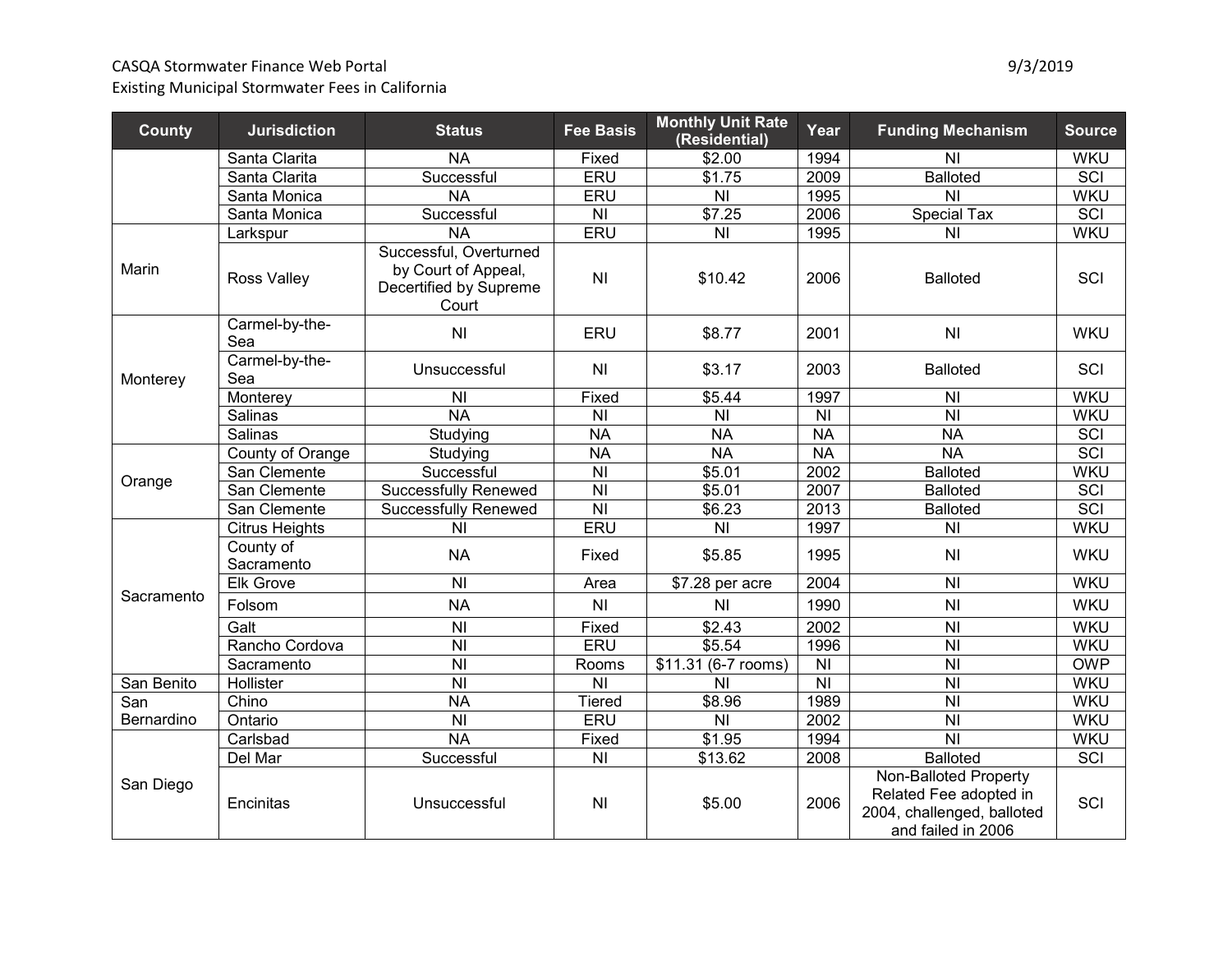CASQA Stormwater Finance Web Portal
Existing Municipal Stormwater Fees in California

| County | Jurisdiction | Status | Fee Basis | Monthly Unit Rate (Residential) | Year | Funding Mechanism | Source |
|---|---|---|---|---|---|---|---|
| | Santa Clarita | NA | Fixed | $2.00 | 1994 | NI | WKU |
| | Santa Clarita | Successful | ERU | $1.75 | 2009 | Balloted | SCI |
| | Santa Monica | NA | ERU | NI | 1995 | NI | WKU |
| | Santa Monica | Successful | NI | $7.25 | 2006 | Special Tax | SCI |
| Marin | Larkspur | NA | ERU | NI | 1995 | NI | WKU |
| | Ross Valley | Successful, Overturned by Court of Appeal, Decertified by Supreme Court | NI | $10.42 | 2006 | Balloted | SCI |
| Monterey | Carmel-by-the-Sea | NI | ERU | $8.77 | 2001 | NI | WKU |
| | Carmel-by-the-Sea | Unsuccessful | NI | $3.17 | 2003 | Balloted | SCI |
| | Monterey | NI | Fixed | $5.44 | 1997 | NI | WKU |
| | Salinas | NA | NI | NI | NI | NI | WKU |
| | Salinas | Studying | NA | NA | NA | NA | SCI |
| Orange | County of Orange | Studying | NA | NA | NA | NA | SCI |
| | San Clemente | Successful | NI | $5.01 | 2002 | Balloted | WKU |
| | San Clemente | Successfully Renewed | NI | $5.01 | 2007 | Balloted | SCI |
| | San Clemente | Successfully Renewed | NI | $6.23 | 2013 | Balloted | SCI |
| Sacramento | Citrus Heights | NI | ERU | NI | 1997 | NI | WKU |
| | County of Sacramento | NA | Fixed | $5.85 | 1995 | NI | WKU |
| | Elk Grove | NI | Area | $7.28 per acre | 2004 | NI | WKU |
| | Folsom | NA | NI | NI | 1990 | NI | WKU |
| | Galt | NI | Fixed | $2.43 | 2002 | NI | WKU |
| | Rancho Cordova | NI | ERU | $5.54 | 1996 | NI | WKU |
| | Sacramento | NI | Rooms | $11.31 (6-7 rooms) | NI | NI | OWP |
| San Benito | Hollister | NI | NI | NI | NI | NI | WKU |
| San Bernardino | Chino | NA | Tiered | $8.96 | 1989 | NI | WKU |
| | Ontario | NI | ERU | NI | 2002 | NI | WKU |
| San Diego | Carlsbad | NA | Fixed | $1.95 | 1994 | NI | WKU |
| | Del Mar | Successful | NI | $13.62 | 2008 | Balloted | SCI |
| | Encinitas | Unsuccessful | NI | $5.00 | 2006 | Non-Balloted Property Related Fee adopted in 2004, challenged, balloted and failed in 2006 | SCI |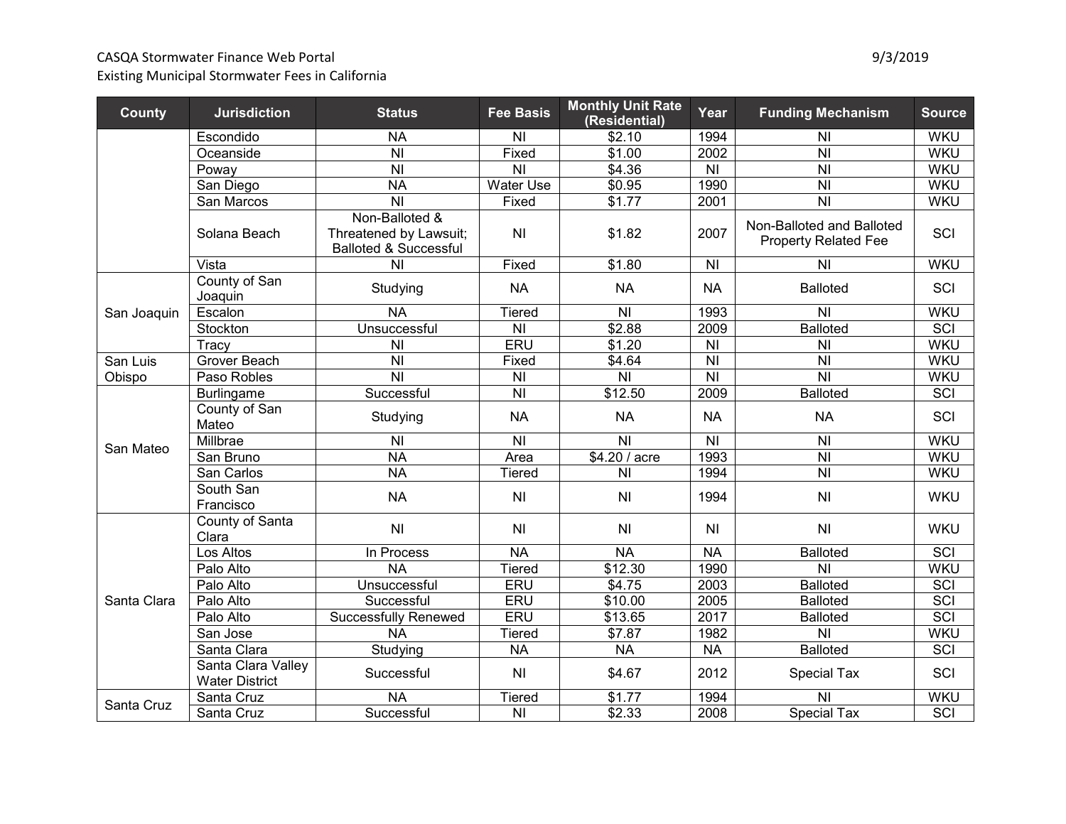CASQA Stormwater Finance Web Portal
Existing Municipal Stormwater Fees in California

9/3/2019

| County | Jurisdiction | Status | Fee Basis | Monthly Unit Rate (Residential) | Year | Funding Mechanism | Source |
|---|---|---|---|---|---|---|---|
| | Escondido | NA | NI | $2.10 | 1994 | NI | WKU |
| | Oceanside | NI | Fixed | $1.00 | 2002 | NI | WKU |
| | Poway | NI | NI | $4.36 | NI | NI | WKU |
| | San Diego | NA | Water Use | $0.95 | 1990 | NI | WKU |
| | San Marcos | NI | Fixed | $1.77 | 2001 | NI | WKU |
| | Solana Beach | Non-Balloted & Threatened by Lawsuit; Balloted & Successful | NI | $1.82 | 2007 | Non-Balloted and Balloted Property Related Fee | SCI |
| | Vista | NI | Fixed | $1.80 | NI | NI | WKU |
| San Joaquin | County of San Joaquin | Studying | NA | NA | NA | Balloted | SCI |
| | Escalon | NA | Tiered | NI | 1993 | NI | WKU |
| | Stockton | Unsuccessful | NI | $2.88 | 2009 | Balloted | SCI |
| | Tracy | NI | ERU | $1.20 | NI | NI | WKU |
| San Luis Obispo | Grover Beach | NI | Fixed | $4.64 | NI | NI | WKU |
| | Paso Robles | NI | NI | NI | NI | NI | WKU |
| San Mateo | Burlingame | Successful | NI | $12.50 | 2009 | Balloted | SCI |
| | County of San Mateo | Studying | NA | NA | NA | NA | SCI |
| | Millbrae | NI | NI | NI | NI | NI | WKU |
| | San Bruno | NA | Area | $4.20 / acre | 1993 | NI | WKU |
| | San Carlos | NA | Tiered | NI | 1994 | NI | WKU |
| | South San Francisco | NA | NI | NI | 1994 | NI | WKU |
| Santa Clara | County of Santa Clara | NI | NI | NI | NI | NI | WKU |
| | Los Altos | In Process | NA | NA | NA | Balloted | SCI |
| | Palo Alto | NA | Tiered | $12.30 | 1990 | NI | WKU |
| | Palo Alto | Unsuccessful | ERU | $4.75 | 2003 | Balloted | SCI |
| | Palo Alto | Successful | ERU | $10.00 | 2005 | Balloted | SCI |
| | Palo Alto | Successfully Renewed | ERU | $13.65 | 2017 | Balloted | SCI |
| | San Jose | NA | Tiered | $7.87 | 1982 | NI | WKU |
| | Santa Clara | Studying | NA | NA | NA | Balloted | SCI |
| | Santa Clara Valley Water District | Successful | NI | $4.67 | 2012 | Special Tax | SCI |
| Santa Cruz | Santa Cruz | NA | Tiered | $1.77 | 1994 | NI | WKU |
| | Santa Cruz | Successful | NI | $2.33 | 2008 | Special Tax | SCI |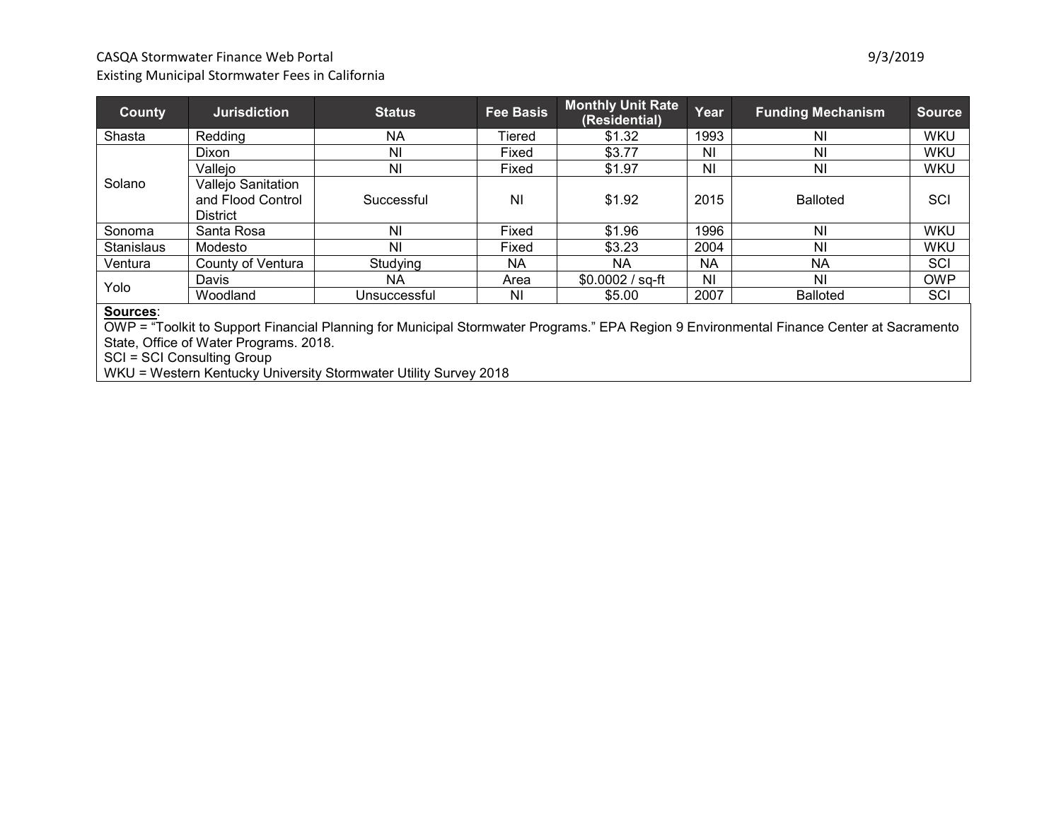| County | Jurisdiction | Status | Fee Basis | Monthly Unit Rate (Residential) | Year | Funding Mechanism | Source |
|---|---|---|---|---|---|---|---|
| Shasta | Redding | NA | Tiered | $1.32 | 1993 | NI | WKU |
| Solano | Dixon | NI | Fixed | $3.77 | NI | NI | WKU |
| | Vallejo | NI | Fixed | $1.97 | NI | NI | WKU |
| | Vallejo Sanitation and Flood Control District | Successful | NI | $1.92 | 2015 | Balloted | SCI |
| Sonoma | Santa Rosa | NI | Fixed | $1.96 | 1996 | NI | WKU |
| Stanislaus | Modesto | NI | Fixed | $3.23 | 2004 | NI | WKU |
| Ventura | County of Ventura | Studying | NA | NA | NA | NA | SCI |
| Yolo | Davis | NA | Area | $0.0002 / sq-ft | NI | NI | OWP |
| | Woodland | Unsuccessful | NI | $5.00 | 2007 | Balloted | SCI |

**Sources**:

OWP = "Toolkit to Support Financial Planning for Municipal Stormwater Programs." EPA Region 9 Environmental Finance Center at Sacramento State, Office of Water Programs. 2018.

SCI = SCI Consulting Group

WKU = Western Kentucky University Stormwater Utility Survey 2018